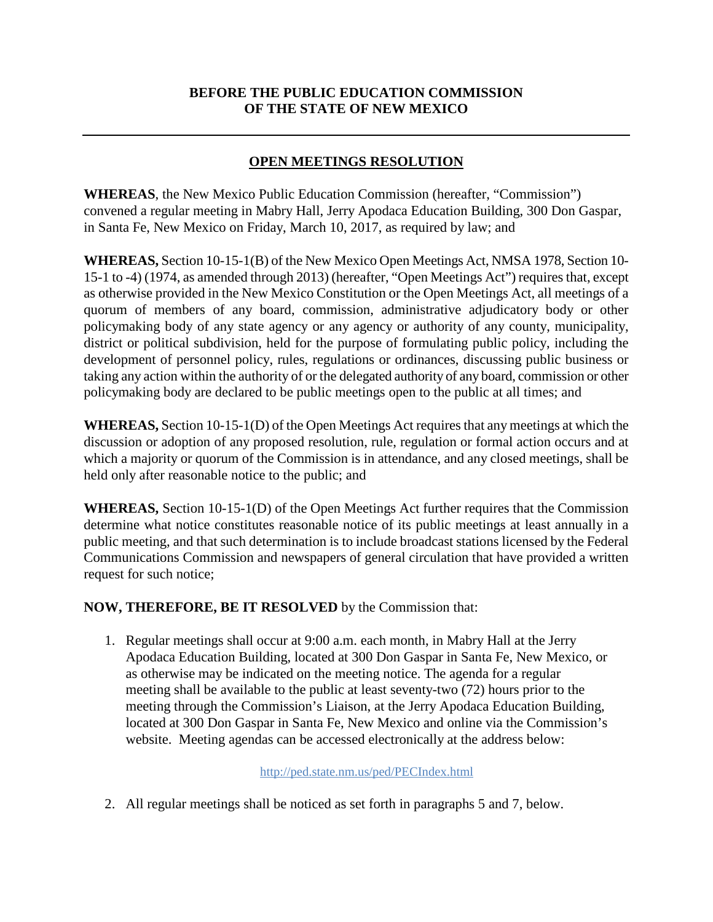**BEFORE THE PUBLIC EDUCATION COMMISSION**
**OF THE STATE OF NEW MEXICO**

---

## OPEN MEETINGS RESOLUTION

**WHEREAS**, the New Mexico Public Education Commission (hereafter, "Commission") convened a regular meeting in Mabry Hall, Jerry Apodaca Education Building, 300 Don Gaspar, in Santa Fe, New Mexico on Friday, March 10, 2017, as required by law; and

**WHEREAS,** Section 10-15-1(B) of the New Mexico Open Meetings Act, NMSA 1978, Section 10-15-1 to -4) (1974, as amended through 2013) (hereafter, "Open Meetings Act") requires that, except as otherwise provided in the New Mexico Constitution or the Open Meetings Act, all meetings of a quorum of members of any board, commission, administrative adjudicatory body or other policymaking body of any state agency or any agency or authority of any county, municipality, district or political subdivision, held for the purpose of formulating public policy, including the development of personnel policy, rules, regulations or ordinances, discussing public business or taking any action within the authority of or the delegated authority of any board, commission or other policymaking body are declared to be public meetings open to the public at all times; and

**WHEREAS,** Section 10-15-1(D) of the Open Meetings Act requires that any meetings at which the discussion or adoption of any proposed resolution, rule, regulation or formal action occurs and at which a majority or quorum of the Commission is in attendance, and any closed meetings, shall be held only after reasonable notice to the public; and

**WHEREAS,** Section 10-15-1(D) of the Open Meetings Act further requires that the Commission determine what notice constitutes reasonable notice of its public meetings at least annually in a public meeting, and that such determination is to include broadcast stations licensed by the Federal Communications Commission and newspapers of general circulation that have provided a written request for such notice;

**NOW, THEREFORE, BE IT RESOLVED** by the Commission that:

1. Regular meetings shall occur at 9:00 a.m. each month, in Mabry Hall at the Jerry Apodaca Education Building, located at 300 Don Gaspar in Santa Fe, New Mexico, or as otherwise may be indicated on the meeting notice. The agenda for a regular meeting shall be available to the public at least seventy-two (72) hours prior to the meeting through the Commission's Liaison, at the Jerry Apodaca Education Building, located at 300 Don Gaspar in Santa Fe, New Mexico and online via the Commission's website. Meeting agendas can be accessed electronically at the address below:

   http://ped.state.nm.us/ped/PECIndex.html

2. All regular meetings shall be noticed as set forth in paragraphs 5 and 7, below.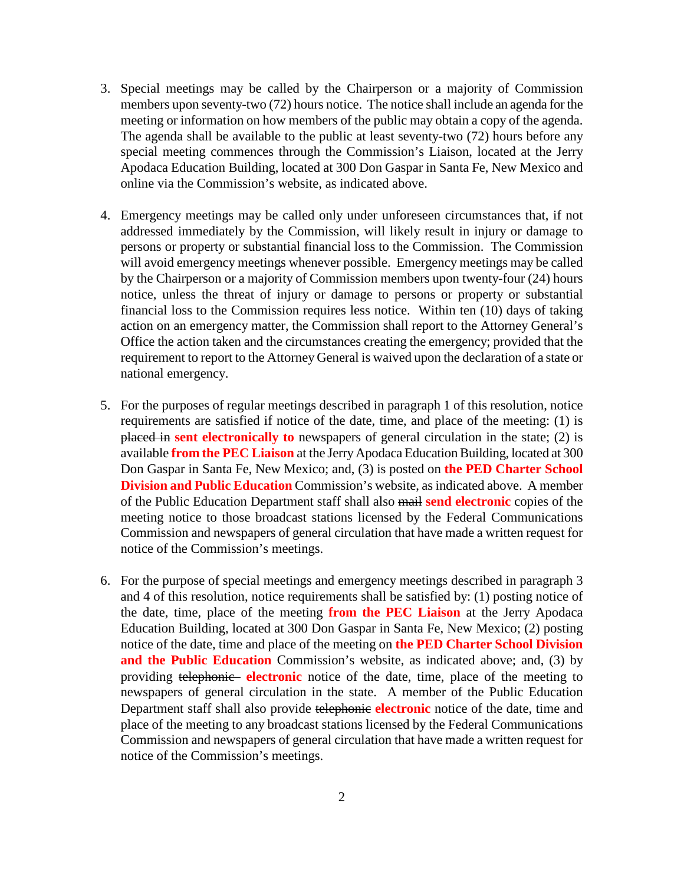3. Special meetings may be called by the Chairperson or a majority of Commission members upon seventy-two (72) hours notice. The notice shall include an agenda for the meeting or information on how members of the public may obtain a copy of the agenda. The agenda shall be available to the public at least seventy-two (72) hours before any special meeting commences through the Commission's Liaison, located at the Jerry Apodaca Education Building, located at 300 Don Gaspar in Santa Fe, New Mexico and online via the Commission's website, as indicated above.

4. Emergency meetings may be called only under unforeseen circumstances that, if not addressed immediately by the Commission, will likely result in injury or damage to persons or property or substantial financial loss to the Commission. The Commission will avoid emergency meetings whenever possible. Emergency meetings may be called by the Chairperson or a majority of Commission members upon twenty-four (24) hours notice, unless the threat of injury or damage to persons or property or substantial financial loss to the Commission requires less notice. Within ten (10) days of taking action on an emergency matter, the Commission shall report to the Attorney General's Office the action taken and the circumstances creating the emergency; provided that the requirement to report to the Attorney General is waived upon the declaration of a state or national emergency.

5. For the purposes of regular meetings described in paragraph 1 of this resolution, notice requirements are satisfied if notice of the date, time, and place of the meeting: (1) is ~~placed in~~ **sent electronically to** newspapers of general circulation in the state; (2) is available **from the PEC Liaison** at the Jerry Apodaca Education Building, located at 300 Don Gaspar in Santa Fe, New Mexico; and, (3) is posted on **the PED Charter School Division and Public Education** Commission's website, as indicated above. A member of the Public Education Department staff shall also ~~mail~~ **send electronic** copies of the meeting notice to those broadcast stations licensed by the Federal Communications Commission and newspapers of general circulation that have made a written request for notice of the Commission's meetings.

6. For the purpose of special meetings and emergency meetings described in paragraph 3 and 4 of this resolution, notice requirements shall be satisfied by: (1) posting notice of the date, time, place of the meeting **from the PEC Liaison** at the Jerry Apodaca Education Building, located at 300 Don Gaspar in Santa Fe, New Mexico; (2) posting notice of the date, time and place of the meeting on **the PED Charter School Division and the Public Education** Commission's website, as indicated above; and, (3) by providing ~~telephonic~~ **electronic** notice of the date, time, place of the meeting to newspapers of general circulation in the state. A member of the Public Education Department staff shall also provide ~~telephonic~~ **electronic** notice of the date, time and place of the meeting to any broadcast stations licensed by the Federal Communications Commission and newspapers of general circulation that have made a written request for notice of the Commission's meetings.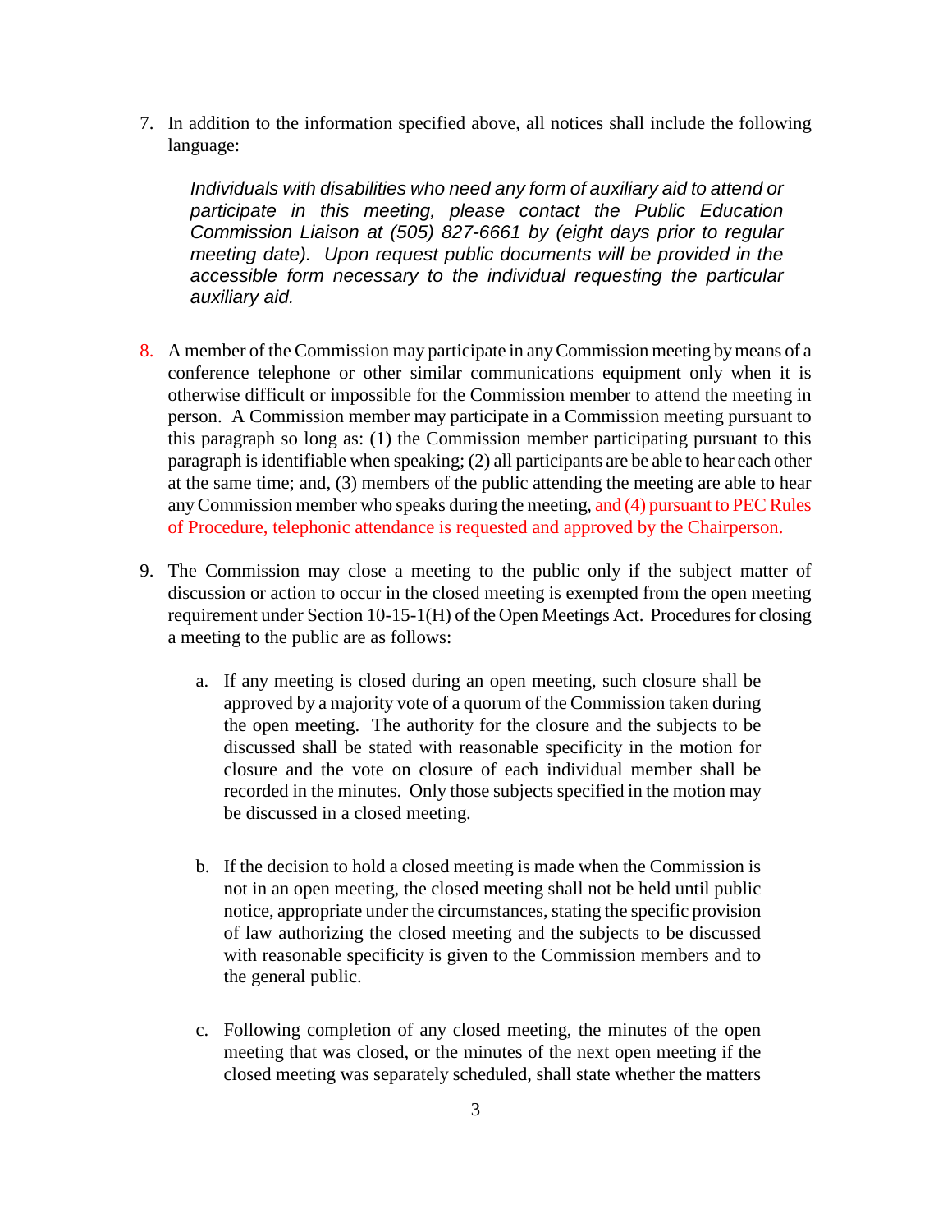7. In addition to the information specified above, all notices shall include the following language:

    *Individuals with disabilities who need any form of auxiliary aid to attend or participate in this meeting, please contact the Public Education Commission Liaison at (505) 827-6661 by (eight days prior to regular meeting date). Upon request public documents will be provided in the accessible form necessary to the individual requesting the particular auxiliary aid.*

8. A member of the Commission may participate in any Commission meeting by means of a conference telephone or other similar communications equipment only when it is otherwise difficult or impossible for the Commission member to attend the meeting in person. A Commission member may participate in a Commission meeting pursuant to this paragraph so long as: (1) the Commission member participating pursuant to this paragraph is identifiable when speaking; (2) all participants are be able to hear each other at the same time; ~~and,~~ (3) members of the public attending the meeting are able to hear any Commission member who speaks during the meeting, and (4) pursuant to PEC Rules of Procedure, telephonic attendance is requested and approved by the Chairperson.

9. The Commission may close a meeting to the public only if the subject matter of discussion or action to occur in the closed meeting is exempted from the open meeting requirement under Section 10-15-1(H) of the Open Meetings Act. Procedures for closing a meeting to the public are as follows:

    a. If any meeting is closed during an open meeting, such closure shall be approved by a majority vote of a quorum of the Commission taken during the open meeting. The authority for the closure and the subjects to be discussed shall be stated with reasonable specificity in the motion for closure and the vote on closure of each individual member shall be recorded in the minutes. Only those subjects specified in the motion may be discussed in a closed meeting.

    b. If the decision to hold a closed meeting is made when the Commission is not in an open meeting, the closed meeting shall not be held until public notice, appropriate under the circumstances, stating the specific provision of law authorizing the closed meeting and the subjects to be discussed with reasonable specificity is given to the Commission members and to the general public.

    c. Following completion of any closed meeting, the minutes of the open meeting that was closed, or the minutes of the next open meeting if the closed meeting was separately scheduled, shall state whether the matters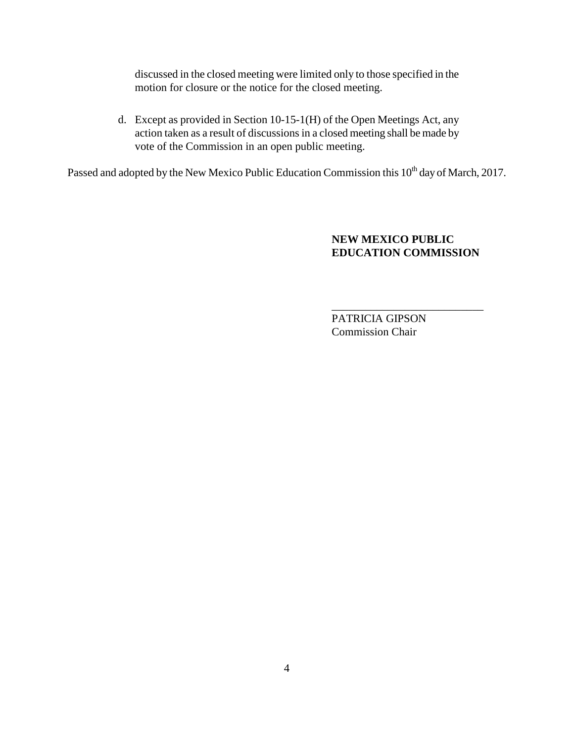discussed in the closed meeting were limited only to those specified in the motion for closure or the notice for the closed meeting.

d. Except as provided in Section 10-15-1(H) of the Open Meetings Act, any action taken as a result of discussions in a closed meeting shall be made by vote of the Commission in an open public meeting.

Passed and adopted by the New Mexico Public Education Commission this 10th day of March, 2017.

**NEW MEXICO PUBLIC EDUCATION COMMISSION**

\_\_\_\_\_\_\_\_\_\_\_\_\_\_\_\_\_\_\_\_\_\_\_\_\_\_\_\_

PATRICIA GIPSON
Commission Chair